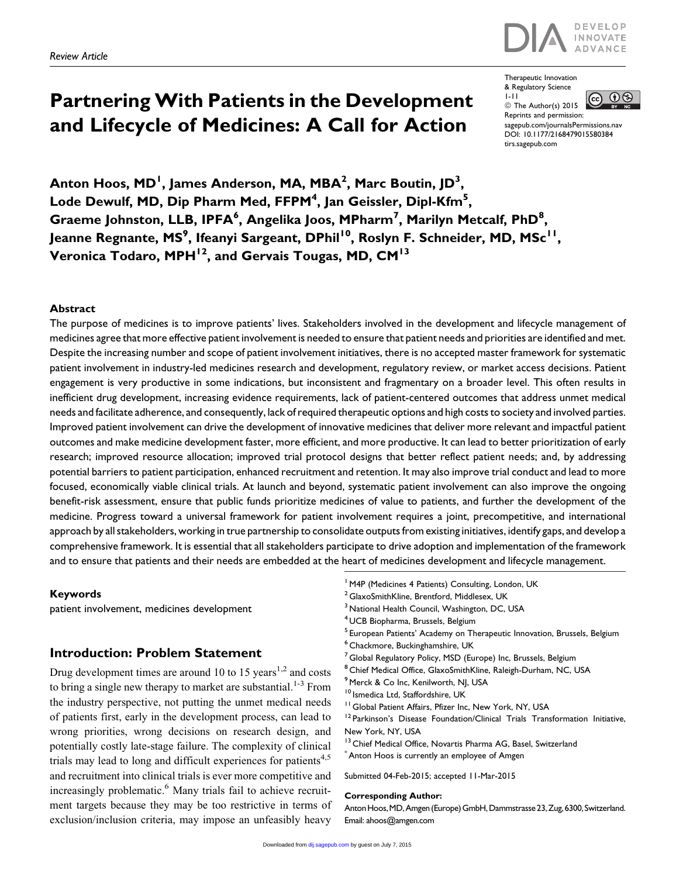*Review Article*

# Partnering With Patients in the Development and Lifecycle of Medicines: A Call for Action

Therapeutic Innovation & Regulatory Science
© The Author(s) 2015
Reprints and permission: sagepub.com/journalsPermissions.nav
DOI: 10.1177/2168479015580384
tirs.sagepub.com

**Anton Hoos, MD[1], James Anderson, MA, MBA[2], Marc Boutin, JD[3], Lode Dewulf, MD, Dip Pharm Med, FFPM[4], Jan Geissler, Dipl-Kfm[5], Graeme Johnston, LLB, IPFA[6], Angelika Joos, MPharm[7], Marilyn Metcalf, PhD[8], Jeanne Regnante, MS[9], Ifeanyi Sargeant, DPhil[10], Roslyn F. Schneider, MD, MSc[11], Veronica Todaro, MPH[12], and Gervais Tougas, MD, CM[13]**

### Abstract

The purpose of medicines is to improve patients' lives. Stakeholders involved in the development and lifecycle management of medicines agree that more effective patient involvement is needed to ensure that patient needs and priorities are identified and met. Despite the increasing number and scope of patient involvement initiatives, there is no accepted master framework for systematic patient involvement in industry-led medicines research and development, regulatory review, or market access decisions. Patient engagement is very productive in some indications, but inconsistent and fragmentary on a broader level. This often results in inefficient drug development, increasing evidence requirements, lack of patient-centered outcomes that address unmet medical needs and facilitate adherence, and consequently, lack of required therapeutic options and high costs to society and involved parties. Improved patient involvement can drive the development of innovative medicines that deliver more relevant and impactful patient outcomes and make medicine development faster, more efficient, and more productive. It can lead to better prioritization of early research; improved resource allocation; improved trial protocol designs that better reflect patient needs; and, by addressing potential barriers to patient participation, enhanced recruitment and retention. It may also improve trial conduct and lead to more focused, economically viable clinical trials. At launch and beyond, systematic patient involvement can also improve the ongoing benefit-risk assessment, ensure that public funds prioritize medicines of value to patients, and further the development of the medicine. Progress toward a universal framework for patient involvement requires a joint, precompetitive, and international approach by all stakeholders, working in true partnership to consolidate outputs from existing initiatives, identify gaps, and develop a comprehensive framework. It is essential that all stakeholders participate to drive adoption and implementation of the framework and to ensure that patients and their needs are embedded at the heart of medicines development and lifecycle management.

### Keywords

patient involvement, medicines development

## Introduction: Problem Statement

Drug development times are around 10 to 15 years[1,2] and costs to bring a single new therapy to market are substantial.[1-3] From the industry perspective, not putting the unmet medical needs of patients first, early in the development process, can lead to wrong priorities, wrong decisions on research design, and potentially costly late-stage failure. The complexity of clinical trials may lead to long and difficult experiences for patients[4,5] and recruitment into clinical trials is ever more competitive and increasingly problematic.[6] Many trials fail to achieve recruitment targets because they may be too restrictive in terms of exclusion/inclusion criteria, may impose an unfeasibly heavy

[1] M4P (Medicines 4 Patients) Consulting, London, UK
[2] GlaxoSmithKline, Brentford, Middlesex, UK
[3] National Health Council, Washington, DC, USA
[4] UCB Biopharma, Brussels, Belgium
[5] European Patients' Academy on Therapeutic Innovation, Brussels, Belgium
[6] Chackmore, Buckinghamshire, UK
[7] Global Regulatory Policy, MSD (Europe) Inc, Brussels, Belgium
[8] Chief Medical Office, GlaxoSmithKline, Raleigh-Durham, NC, USA
[9] Merck & Co Inc, Kenilworth, NJ, USA
[10] Ismedica Ltd, Staffordshire, UK
[11] Global Patient Affairs, Pfizer Inc, New York, NY, USA
[12] Parkinson's Disease Foundation/Clinical Trials Transformation Initiative, New York, NY, USA
[13] Chief Medical Office, Novartis Pharma AG, Basel, Switzerland
[*] Anton Hoos is currently an employee of Amgen

Submitted 04-Feb-2015; accepted 11-Mar-2015

**Corresponding Author:**
Anton Hoos, MD, Amgen (Europe) GmbH, Dammstrasse 23, Zug, 6300, Switzerland.
Email: ahoos@amgen.com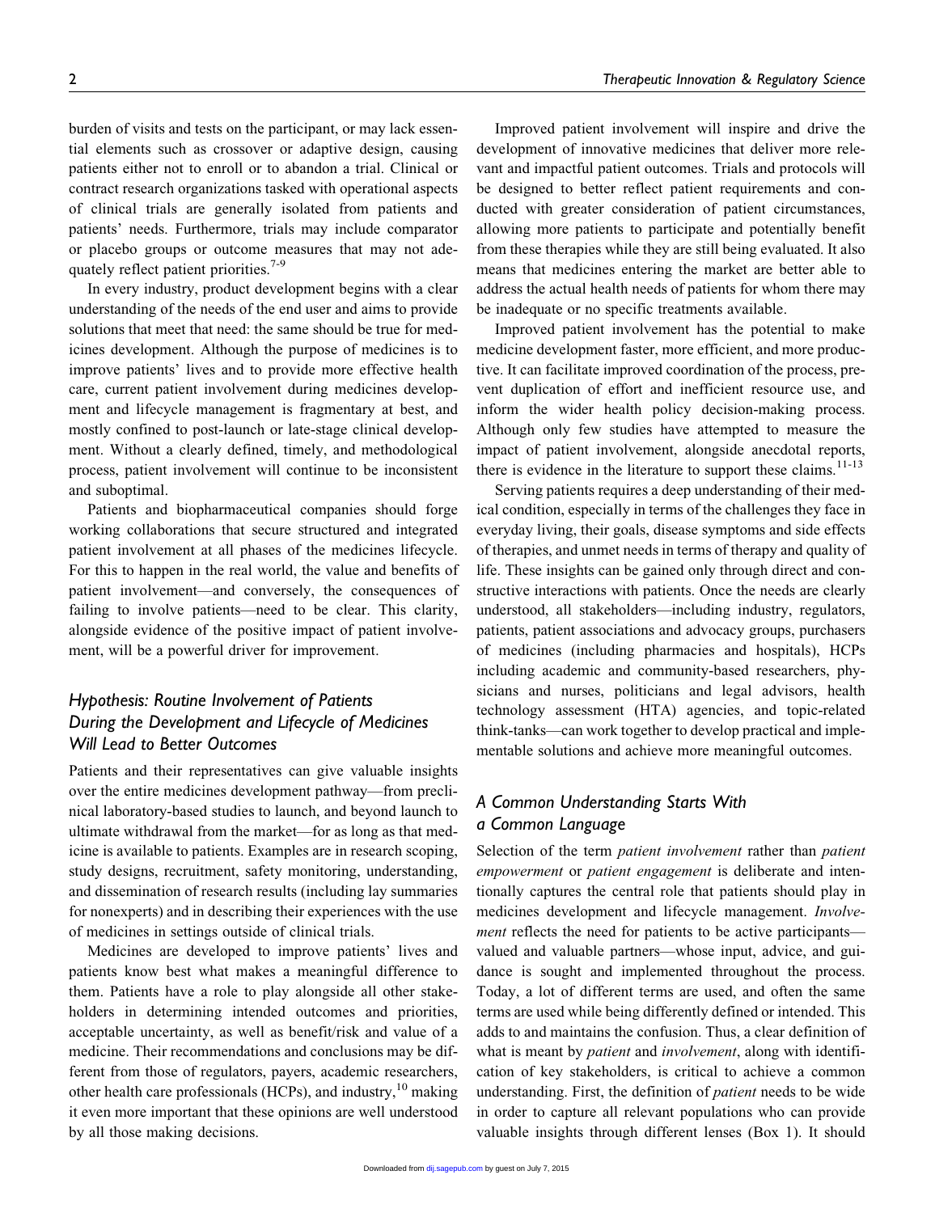burden of visits and tests on the participant, or may lack essential elements such as crossover or adaptive design, causing patients either not to enroll or to abandon a trial. Clinical or contract research organizations tasked with operational aspects of clinical trials are generally isolated from patients and patients' needs. Furthermore, trials may include comparator or placebo groups or outcome measures that may not adequately reflect patient priorities.[7-9]

In every industry, product development begins with a clear understanding of the needs of the end user and aims to provide solutions that meet that need: the same should be true for medicines development. Although the purpose of medicines is to improve patients' lives and to provide more effective health care, current patient involvement during medicines development and lifecycle management is fragmentary at best, and mostly confined to post-launch or late-stage clinical development. Without a clearly defined, timely, and methodological process, patient involvement will continue to be inconsistent and suboptimal.

Patients and biopharmaceutical companies should forge working collaborations that secure structured and integrated patient involvement at all phases of the medicines lifecycle. For this to happen in the real world, the value and benefits of patient involvement—and conversely, the consequences of failing to involve patients—need to be clear. This clarity, alongside evidence of the positive impact of patient involvement, will be a powerful driver for improvement.

## *Hypothesis: Routine Involvement of Patients During the Development and Lifecycle of Medicines Will Lead to Better Outcomes*

Patients and their representatives can give valuable insights over the entire medicines development pathway—from preclinical laboratory-based studies to launch, and beyond launch to ultimate withdrawal from the market—for as long as that medicine is available to patients. Examples are in research scoping, study designs, recruitment, safety monitoring, understanding, and dissemination of research results (including lay summaries for nonexperts) and in describing their experiences with the use of medicines in settings outside of clinical trials.

Medicines are developed to improve patients' lives and patients know best what makes a meaningful difference to them. Patients have a role to play alongside all other stakeholders in determining intended outcomes and priorities, acceptable uncertainty, as well as benefit/risk and value of a medicine. Their recommendations and conclusions may be different from those of regulators, payers, academic researchers, other health care professionals (HCPs), and industry,[10] making it even more important that these opinions are well understood by all those making decisions.

Improved patient involvement will inspire and drive the development of innovative medicines that deliver more relevant and impactful patient outcomes. Trials and protocols will be designed to better reflect patient requirements and conducted with greater consideration of patient circumstances, allowing more patients to participate and potentially benefit from these therapies while they are still being evaluated. It also means that medicines entering the market are better able to address the actual health needs of patients for whom there may be inadequate or no specific treatments available.

Improved patient involvement has the potential to make medicine development faster, more efficient, and more productive. It can facilitate improved coordination of the process, prevent duplication of effort and inefficient resource use, and inform the wider health policy decision-making process. Although only few studies have attempted to measure the impact of patient involvement, alongside anecdotal reports, there is evidence in the literature to support these claims.[11-13]

Serving patients requires a deep understanding of their medical condition, especially in terms of the challenges they face in everyday living, their goals, disease symptoms and side effects of therapies, and unmet needs in terms of therapy and quality of life. These insights can be gained only through direct and constructive interactions with patients. Once the needs are clearly understood, all stakeholders—including industry, regulators, patients, patient associations and advocacy groups, purchasers of medicines (including pharmacies and hospitals), HCPs including academic and community-based researchers, physicians and nurses, politicians and legal advisors, health technology assessment (HTA) agencies, and topic-related think-tanks—can work together to develop practical and implementable solutions and achieve more meaningful outcomes.

## *A Common Understanding Starts With a Common Language*

Selection of the term *patient involvement* rather than *patient empowerment* or *patient engagement* is deliberate and intentionally captures the central role that patients should play in medicines development and lifecycle management. *Involvement* reflects the need for patients to be active participants—valued and valuable partners—whose input, advice, and guidance is sought and implemented throughout the process. Today, a lot of different terms are used, and often the same terms are used while being differently defined or intended. This adds to and maintains the confusion. Thus, a clear definition of what is meant by *patient* and *involvement*, along with identification of key stakeholders, is critical to achieve a common understanding. First, the definition of *patient* needs to be wide in order to capture all relevant populations who can provide valuable insights through different lenses (Box 1). It should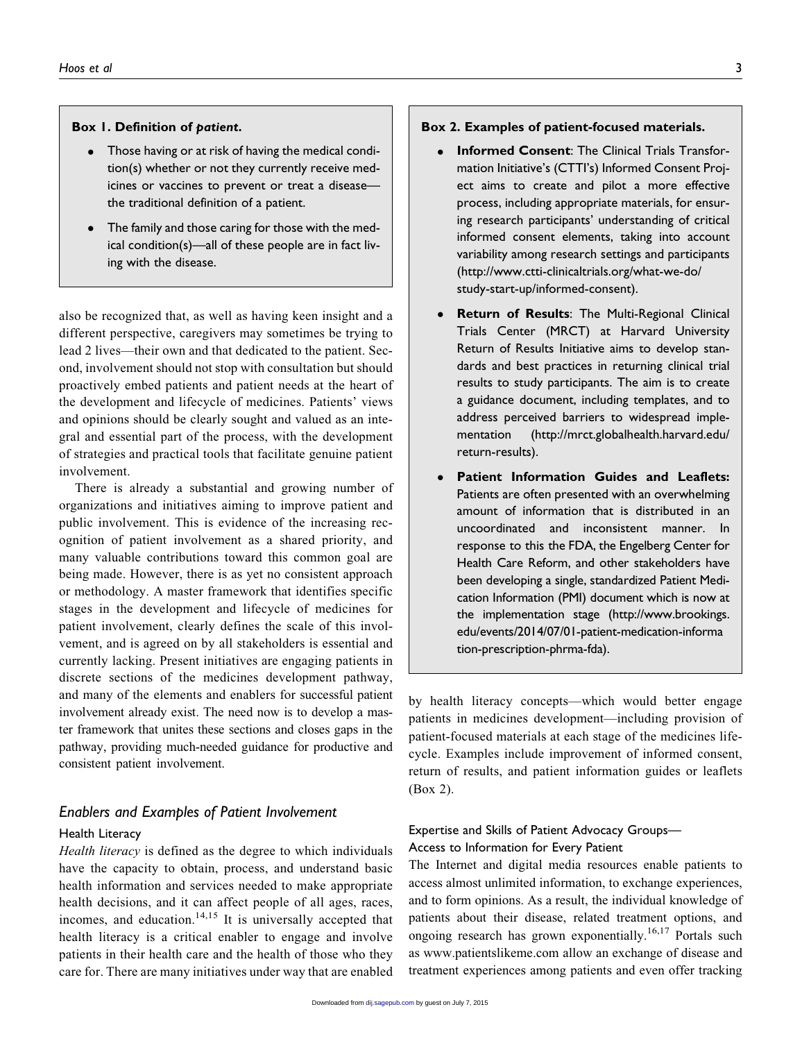**Box 1. Definition of *patient*.**

- Those having or at risk of having the medical condition(s) whether or not they currently receive medicines or vaccines to prevent or treat a disease—the traditional definition of a patient.
- The family and those caring for those with the medical condition(s)—all of these people are in fact living with the disease.

also be recognized that, as well as having keen insight and a different perspective, caregivers may sometimes be trying to lead 2 lives—their own and that dedicated to the patient. Second, involvement should not stop with consultation but should proactively embed patients and patient needs at the heart of the development and lifecycle of medicines. Patients' views and opinions should be clearly sought and valued as an integral and essential part of the process, with the development of strategies and practical tools that facilitate genuine patient involvement.

There is already a substantial and growing number of organizations and initiatives aiming to improve patient and public involvement. This is evidence of the increasing recognition of patient involvement as a shared priority, and many valuable contributions toward this common goal are being made. However, there is as yet no consistent approach or methodology. A master framework that identifies specific stages in the development and lifecycle of medicines for patient involvement, clearly defines the scale of this involvement, and is agreed on by all stakeholders is essential and currently lacking. Present initiatives are engaging patients in discrete sections of the medicines development pathway, and many of the elements and enablers for successful patient involvement already exist. The need now is to develop a master framework that unites these sections and closes gaps in the pathway, providing much-needed guidance for productive and consistent patient involvement.

## *Enablers and Examples of Patient Involvement*

### Health Literacy

*Health literacy* is defined as the degree to which individuals have the capacity to obtain, process, and understand basic health information and services needed to make appropriate health decisions, and it can affect people of all ages, races, incomes, and education.[14,15] It is universally accepted that health literacy is a critical enabler to engage and involve patients in their health care and the health of those who they care for. There are many initiatives under way that are enabled by health literacy concepts—which would better engage patients in medicines development—including provision of patient-focused materials at each stage of the medicines lifecycle. Examples include improvement of informed consent, return of results, and patient information guides or leaflets (Box 2).

**Box 2. Examples of patient-focused materials.**

- **Informed Consent**: The Clinical Trials Transformation Initiative's (CTTI's) Informed Consent Project aims to create and pilot a more effective process, including appropriate materials, for ensuring research participants' understanding of critical informed consent elements, taking into account variability among research settings and participants (http://www.ctti-clinicaltrials.org/what-we-do/study-start-up/informed-consent).
- **Return of Results**: The Multi-Regional Clinical Trials Center (MRCT) at Harvard University Return of Results Initiative aims to develop standards and best practices in returning clinical trial results to study participants. The aim is to create a guidance document, including templates, and to address perceived barriers to widespread implementation (http://mrct.globalhealth.harvard.edu/return-results).
- **Patient Information Guides and Leaflets:** Patients are often presented with an overwhelming amount of information that is distributed in an uncoordinated and inconsistent manner. In response to this the FDA, the Engelberg Center for Health Care Reform, and other stakeholders have been developing a single, standardized Patient Medication Information (PMI) document which is now at the implementation stage (http://www.brookings.edu/events/2014/07/01-patient-medication-information-prescription-phrma-fda).

### Expertise and Skills of Patient Advocacy Groups—Access to Information for Every Patient

The Internet and digital media resources enable patients to access almost unlimited information, to exchange experiences, and to form opinions. As a result, the individual knowledge of patients about their disease, related treatment options, and ongoing research has grown exponentially.[16,17] Portals such as www.patientslikeme.com allow an exchange of disease and treatment experiences among patients and even offer tracking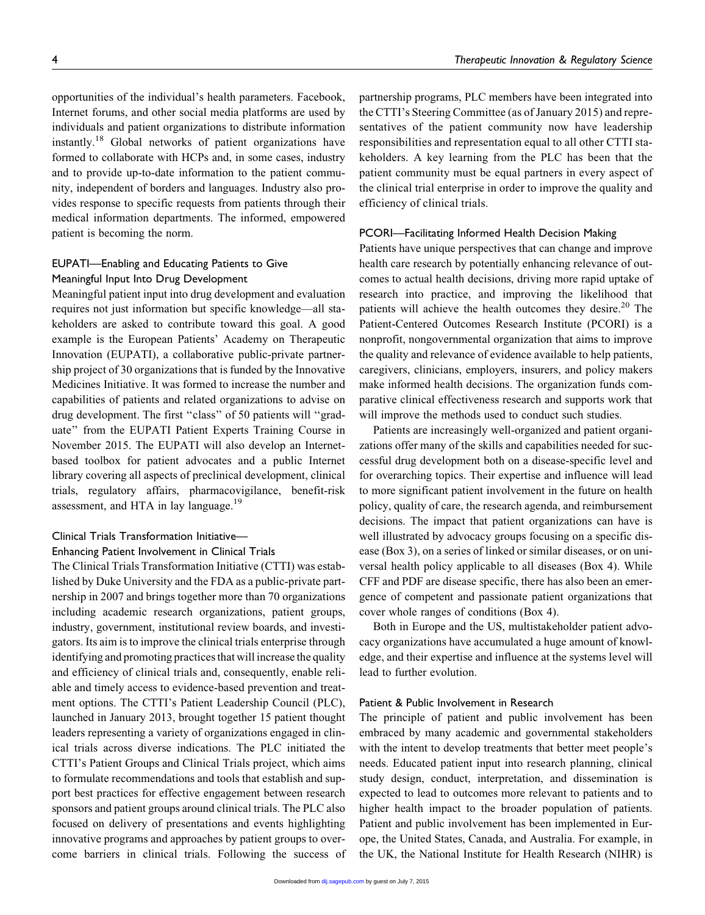opportunities of the individual's health parameters. Facebook, Internet forums, and other social media platforms are used by individuals and patient organizations to distribute information instantly.[18] Global networks of patient organizations have formed to collaborate with HCPs and, in some cases, industry and to provide up-to-date information to the patient community, independent of borders and languages. Industry also provides response to specific requests from patients through their medical information departments. The informed, empowered patient is becoming the norm.

### EUPATI—Enabling and Educating Patients to Give Meaningful Input Into Drug Development

Meaningful patient input into drug development and evaluation requires not just information but specific knowledge—all stakeholders are asked to contribute toward this goal. A good example is the European Patients' Academy on Therapeutic Innovation (EUPATI), a collaborative public-private partnership project of 30 organizations that is funded by the Innovative Medicines Initiative. It was formed to increase the number and capabilities of patients and related organizations to advise on drug development. The first "class" of 50 patients will "graduate" from the EUPATI Patient Experts Training Course in November 2015. The EUPATI will also develop an Internet-based toolbox for patient advocates and a public Internet library covering all aspects of preclinical development, clinical trials, regulatory affairs, pharmacovigilance, benefit-risk assessment, and HTA in lay language.[19]

### Clinical Trials Transformation Initiative—Enhancing Patient Involvement in Clinical Trials

The Clinical Trials Transformation Initiative (CTTI) was established by Duke University and the FDA as a public-private partnership in 2007 and brings together more than 70 organizations including academic research organizations, patient groups, industry, government, institutional review boards, and investigators. Its aim is to improve the clinical trials enterprise through identifying and promoting practices that will increase the quality and efficiency of clinical trials and, consequently, enable reliable and timely access to evidence-based prevention and treatment options. The CTTI's Patient Leadership Council (PLC), launched in January 2013, brought together 15 patient thought leaders representing a variety of organizations engaged in clinical trials across diverse indications. The PLC initiated the CTTI's Patient Groups and Clinical Trials project, which aims to formulate recommendations and tools that establish and support best practices for effective engagement between research sponsors and patient groups around clinical trials. The PLC also focused on delivery of presentations and events highlighting innovative programs and approaches by patient groups to overcome barriers in clinical trials. Following the success of partnership programs, PLC members have been integrated into the CTTI's Steering Committee (as of January 2015) and representatives of the patient community now have leadership responsibilities and representation equal to all other CTTI stakeholders. A key learning from the PLC has been that the patient community must be equal partners in every aspect of the clinical trial enterprise in order to improve the quality and efficiency of clinical trials.

### PCORI—Facilitating Informed Health Decision Making

Patients have unique perspectives that can change and improve health care research by potentially enhancing relevance of outcomes to actual health decisions, driving more rapid uptake of research into practice, and improving the likelihood that patients will achieve the health outcomes they desire.[20] The Patient-Centered Outcomes Research Institute (PCORI) is a nonprofit, nongovernmental organization that aims to improve the quality and relevance of evidence available to help patients, caregivers, clinicians, employers, insurers, and policy makers make informed health decisions. The organization funds comparative clinical effectiveness research and supports work that will improve the methods used to conduct such studies.

Patients are increasingly well-organized and patient organizations offer many of the skills and capabilities needed for successful drug development both on a disease-specific level and for overarching topics. Their expertise and influence will lead to more significant patient involvement in the future on health policy, quality of care, the research agenda, and reimbursement decisions. The impact that patient organizations can have is well illustrated by advocacy groups focusing on a specific disease (Box 3), on a series of linked or similar diseases, or on universal health policy applicable to all diseases (Box 4). While CFF and PDF are disease specific, there has also been an emergence of competent and passionate patient organizations that cover whole ranges of conditions (Box 4).

Both in Europe and the US, multistakeholder patient advocacy organizations have accumulated a huge amount of knowledge, and their expertise and influence at the systems level will lead to further evolution.

### Patient & Public Involvement in Research

The principle of patient and public involvement has been embraced by many academic and governmental stakeholders with the intent to develop treatments that better meet people's needs. Educated patient input into research planning, clinical study design, conduct, interpretation, and dissemination is expected to lead to outcomes more relevant to patients and to higher health impact to the broader population of patients. Patient and public involvement has been implemented in Europe, the United States, Canada, and Australia. For example, in the UK, the National Institute for Health Research (NIHR) is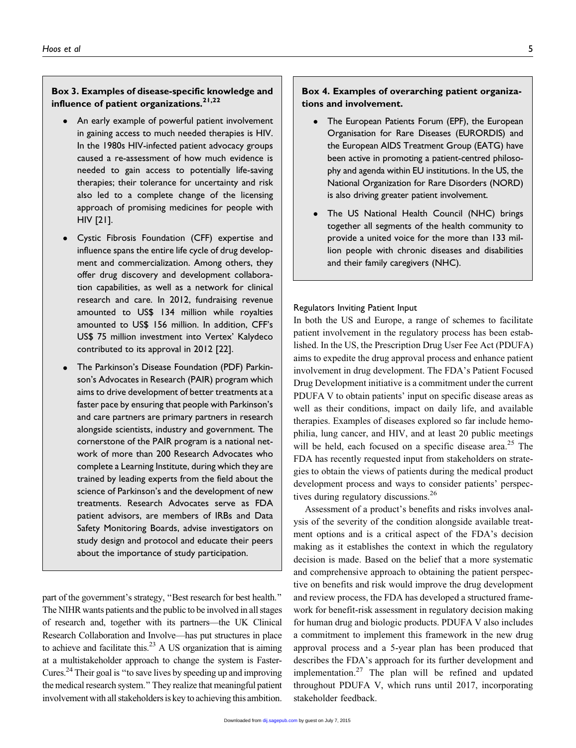**Box 3. Examples of disease-specific knowledge and influence of patient organizations.[21,22]**

- An early example of powerful patient involvement in gaining access to much needed therapies is HIV. In the 1980s HIV-infected patient advocacy groups caused a re-assessment of how much evidence is needed to gain access to potentially life-saving therapies; their tolerance for uncertainty and risk also led to a complete change of the licensing approach of promising medicines for people with HIV [21].
- Cystic Fibrosis Foundation (CFF) expertise and influence spans the entire life cycle of drug development and commercialization. Among others, they offer drug discovery and development collaboration capabilities, as well as a network for clinical research and care. In 2012, fundraising revenue amounted to US$ 134 million while royalties amounted to US$ 156 million. In addition, CFF's US$ 75 million investment into Vertex' Kalydeco contributed to its approval in 2012 [22].
- The Parkinson's Disease Foundation (PDF) Parkinson's Advocates in Research (PAIR) program which aims to drive development of better treatments at a faster pace by ensuring that people with Parkinson's and care partners are primary partners in research alongside scientists, industry and government. The cornerstone of the PAIR program is a national network of more than 200 Research Advocates who complete a Learning Institute, during which they are trained by leading experts from the field about the science of Parkinson's and the development of new treatments. Research Advocates serve as FDA patient advisors, are members of IRBs and Data Safety Monitoring Boards, advise investigators on study design and protocol and educate their peers about the importance of study participation.

part of the government's strategy, "Best research for best health." The NIHR wants patients and the public to be involved in all stages of research and, together with its partners—the UK Clinical Research Collaboration and Involve—has put structures in place to achieve and facilitate this.[23] A US organization that is aiming at a multistakeholder approach to change the system is FasterCures.[24] Their goal is "to save lives by speeding up and improving the medical research system." They realize that meaningful patient involvement with all stakeholders is key to achieving this ambition.

**Box 4. Examples of overarching patient organizations and involvement.**

- The European Patients Forum (EPF), the European Organisation for Rare Diseases (EURORDIS) and the European AIDS Treatment Group (EATG) have been active in promoting a patient-centred philosophy and agenda within EU institutions. In the US, the National Organization for Rare Disorders (NORD) is also driving greater patient involvement.
- The US National Health Council (NHC) brings together all segments of the health community to provide a united voice for the more than 133 million people with chronic diseases and disabilities and their family caregivers (NHC).

### Regulators Inviting Patient Input

In both the US and Europe, a range of schemes to facilitate patient involvement in the regulatory process has been established. In the US, the Prescription Drug User Fee Act (PDUFA) aims to expedite the drug approval process and enhance patient involvement in drug development. The FDA's Patient Focused Drug Development initiative is a commitment under the current PDUFA V to obtain patients' input on specific disease areas as well as their conditions, impact on daily life, and available therapies. Examples of diseases explored so far include hemophilia, lung cancer, and HIV, and at least 20 public meetings will be held, each focused on a specific disease area.[25] The FDA has recently requested input from stakeholders on strategies to obtain the views of patients during the medical product development process and ways to consider patients' perspectives during regulatory discussions.[26]

Assessment of a product's benefits and risks involves analysis of the severity of the condition alongside available treatment options and is a critical aspect of the FDA's decision making as it establishes the context in which the regulatory decision is made. Based on the belief that a more systematic and comprehensive approach to obtaining the patient perspective on benefits and risk would improve the drug development and review process, the FDA has developed a structured framework for benefit-risk assessment in regulatory decision making for human drug and biologic products. PDUFA V also includes a commitment to implement this framework in the new drug approval process and a 5-year plan has been produced that describes the FDA's approach for its further development and implementation.[27] The plan will be refined and updated throughout PDUFA V, which runs until 2017, incorporating stakeholder feedback.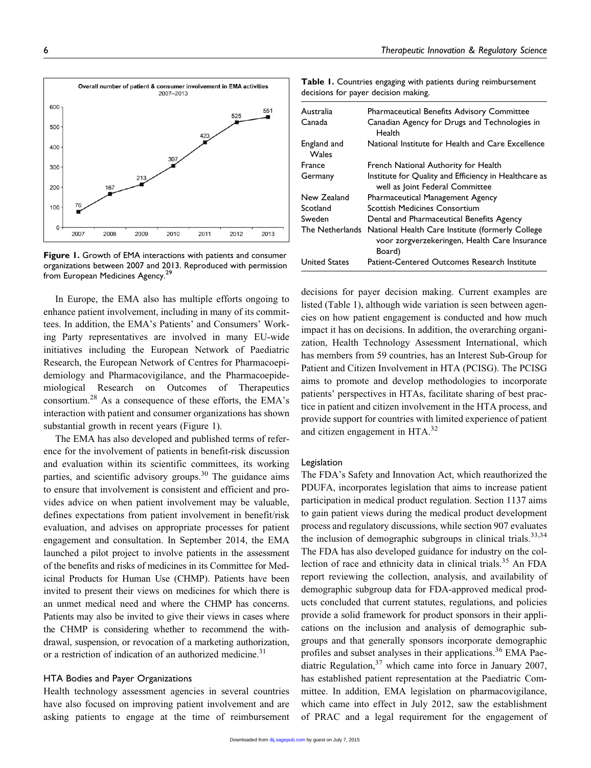**Figure 1.** Growth of EMA interactions with patients and consumer organizations between 2007 and 2013. Reproduced with permission from European Medicines Agency.[29]

In Europe, the EMA also has multiple efforts ongoing to enhance patient involvement, including in many of its committees. In addition, the EMA's Patients' and Consumers' Working Party representatives are involved in many EU-wide initiatives including the European Network of Paediatric Research, the European Network of Centres for Pharmacoepidemiology and Pharmacovigilance, and the Pharmacoepidemiological Research on Outcomes of Therapeutics consortium.[28] As a consequence of these efforts, the EMA's interaction with patient and consumer organizations has shown substantial growth in recent years (Figure 1).

The EMA has also developed and published terms of reference for the involvement of patients in benefit-risk discussion and evaluation within its scientific committees, its working parties, and scientific advisory groups.[30] The guidance aims to ensure that involvement is consistent and efficient and provides advice on when patient involvement may be valuable, defines expectations from patient involvement in benefit/risk evaluation, and advises on appropriate processes for patient engagement and consultation. In September 2014, the EMA launched a pilot project to involve patients in the assessment of the benefits and risks of medicines in its Committee for Medicinal Products for Human Use (CHMP). Patients have been invited to present their views on medicines for which there is an unmet medical need and where the CHMP has concerns. Patients may also be invited to give their views in cases where the CHMP is considering whether to recommend the withdrawal, suspension, or revocation of a marketing authorization, or a restriction of indication of an authorized medicine.[31]

### HTA Bodies and Payer Organizations

Health technology assessment agencies in several countries have also focused on improving patient involvement and are asking patients to engage at the time of reimbursement decisions for payer decision making. Current examples are listed (Table 1), although wide variation is seen between agencies on how patient engagement is conducted and how much impact it has on decisions. In addition, the overarching organization, Health Technology Assessment International, which has members from 59 countries, has an Interest Sub-Group for Patient and Citizen Involvement in HTA (PCISG). The PCISG aims to promote and develop methodologies to incorporate patients' perspectives in HTAs, facilitate sharing of best practice in patient and citizen involvement in the HTA process, and provide support for countries with limited experience of patient and citizen engagement in HTA.[32]

**Table 1.** Countries engaging with patients during reimbursement decisions for payer decision making.

| | |
|---|---|
| Australia | Pharmaceutical Benefits Advisory Committee |
| Canada | Canadian Agency for Drugs and Technologies in Health |
| England and Wales | National Institute for Health and Care Excellence |
| France | French National Authority for Health |
| Germany | Institute for Quality and Efficiency in Healthcare as well as Joint Federal Committee |
| New Zealand | Pharmaceutical Management Agency |
| Scotland | Scottish Medicines Consortium |
| Sweden | Dental and Pharmaceutical Benefits Agency |
| The Netherlands | National Health Care Institute (formerly College voor zorgverzekeringen, Health Care Insurance Board) |
| United States | Patient-Centered Outcomes Research Institute |

### Legislation

The FDA's Safety and Innovation Act, which reauthorized the PDUFA, incorporates legislation that aims to increase patient participation in medical product regulation. Section 1137 aims to gain patient views during the medical product development process and regulatory discussions, while section 907 evaluates the inclusion of demographic subgroups in clinical trials.[33,34] The FDA has also developed guidance for industry on the collection of race and ethnicity data in clinical trials.[35] An FDA report reviewing the collection, analysis, and availability of demographic subgroup data for FDA-approved medical products concluded that current statutes, regulations, and policies provide a solid framework for product sponsors in their applications on the inclusion and analysis of demographic subgroups and that generally sponsors incorporate demographic profiles and subset analyses in their applications.[36] EMA Paediatric Regulation,[37] which came into force in January 2007, has established patient representation at the Paediatric Committee. In addition, EMA legislation on pharmacovigilance, which came into effect in July 2012, saw the establishment of PRAC and a legal requirement for the engagement of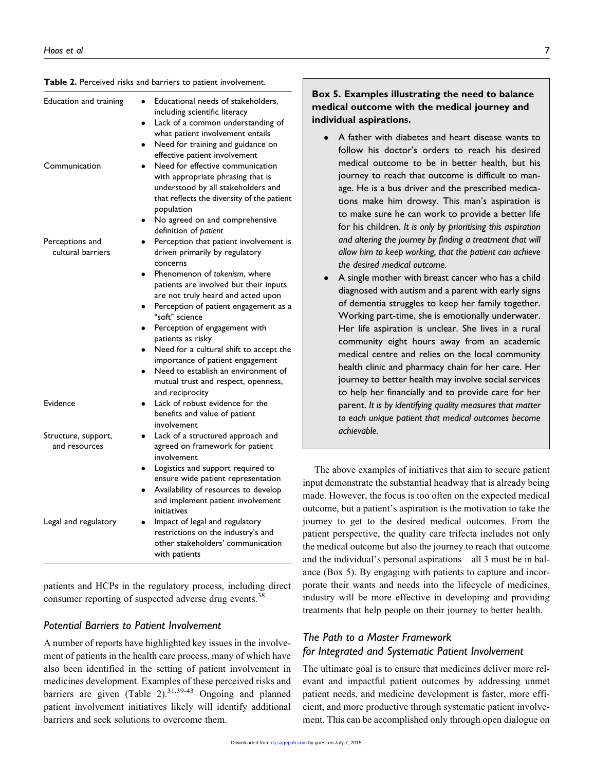**Table 2.** Perceived risks and barriers to patient involvement.

| | |
|---|---|
| Education and training | • Educational needs of stakeholders, including scientific literacy<br>• Lack of a common understanding of what patient involvement entails<br>• Need for training and guidance on effective patient involvement |
| Communication | • Need for effective communication with appropriate phrasing that is understood by all stakeholders and that reflects the diversity of the patient population<br>• No agreed on and comprehensive definition of *patient* |
| Perceptions and cultural barriers | • Perception that patient involvement is driven primarily by regulatory concerns<br>• Phenomenon of *tokenism*, where patients are involved but their inputs are not truly heard and acted upon<br>• Perception of patient engagement as a "soft" science<br>• Perception of engagement with patients as risky<br>• Need for a cultural shift to accept the importance of patient engagement<br>• Need to establish an environment of mutual trust and respect, openness, and reciprocity |
| Evidence | • Lack of robust evidence for the benefits and value of patient involvement |
| Structure, support, and resources | • Lack of a structured approach and agreed on framework for patient involvement<br>• Logistics and support required to ensure wide patient representation<br>• Availability of resources to develop and implement patient involvement initiatives |
| Legal and regulatory | • Impact of legal and regulatory restrictions on the industry's and other stakeholders' communication with patients |

patients and HCPs in the regulatory process, including direct consumer reporting of suspected adverse drug events.[38]

## Potential Barriers to Patient Involvement

A number of reports have highlighted key issues in the involvement of patients in the health care process, many of which have also been identified in the setting of patient involvement in medicines development. Examples of these perceived risks and barriers are given (Table 2).[31,39-43] Ongoing and planned patient involvement initiatives likely will identify additional barriers and seek solutions to overcome them.

**Box 5. Examples illustrating the need to balance medical outcome with the medical journey and individual aspirations.**

- A father with diabetes and heart disease wants to follow his doctor's orders to reach his desired medical outcome to be in better health, but his journey to reach that outcome is difficult to manage. He is a bus driver and the prescribed medications make him drowsy. This man's aspiration is to make sure he can work to provide a better life for his children. *It is only by prioritising this aspiration and altering the journey by finding a treatment that will allow him to keep working, that the patient can achieve the desired medical outcome.*
- A single mother with breast cancer who has a child diagnosed with autism and a parent with early signs of dementia struggles to keep her family together. Working part-time, she is emotionally underwater. Her life aspiration is unclear. She lives in a rural community eight hours away from an academic medical centre and relies on the local community health clinic and pharmacy chain for her care. Her journey to better health may involve social services to help her financially and to provide care for her parent. *It is by identifying quality measures that matter to each unique patient that medical outcomes become achievable.*

The above examples of initiatives that aim to secure patient input demonstrate the substantial headway that is already being made. However, the focus is too often on the expected medical outcome, but a patient's aspiration is the motivation to take the journey to get to the desired medical outcomes. From the patient perspective, the quality care trifecta includes not only the medical outcome but also the journey to reach that outcome and the individual's personal aspirations—all 3 must be in balance (Box 5). By engaging with patients to capture and incorporate their wants and needs into the lifecycle of medicines, industry will be more effective in developing and providing treatments that help people on their journey to better health.

## The Path to a Master Framework for Integrated and Systematic Patient Involvement

The ultimate goal is to ensure that medicines deliver more relevant and impactful patient outcomes by addressing unmet patient needs, and medicine development is faster, more efficient, and more productive through systematic patient involvement. This can be accomplished only through open dialogue on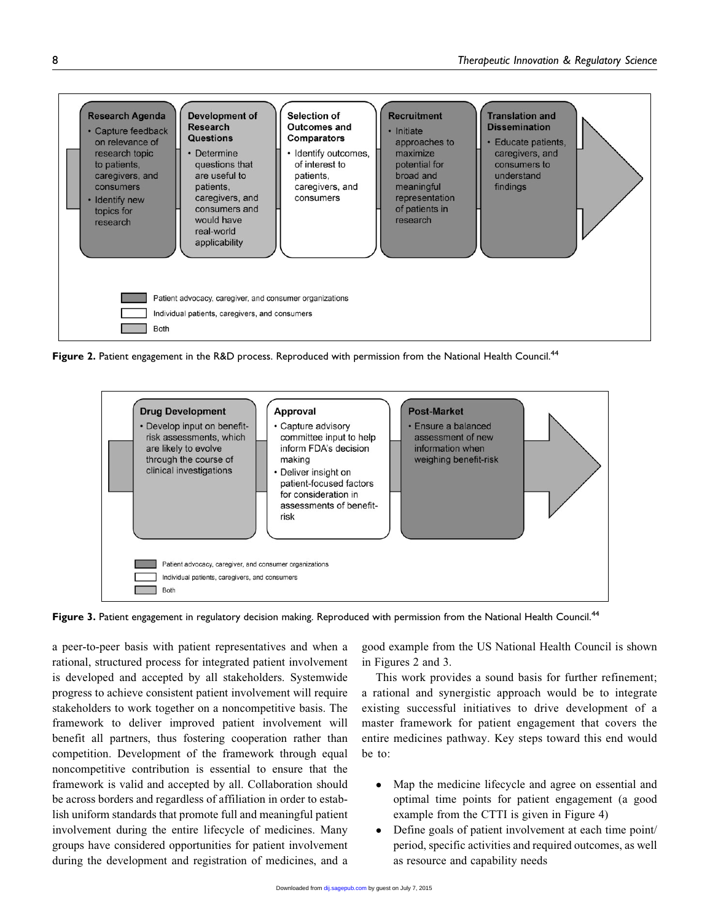**Research Agenda**
- Capture feedback on relevance of research topic to patients, caregivers, and consumers
- Identify new topics for research

**Development of Research Questions**
- Determine questions that are useful to patients, caregivers, and consumers and would have real-world applicability

**Selection of Outcomes and Comparators**
- Identify outcomes, of interest to patients, caregivers, and consumers

**Recruitment**
- Initiate approaches to maximize potential for broad and meaningful representation of patients in research

**Translation and Dissemination**
- Educate patients, caregivers, and consumers to understand findings

Patient advocacy, caregiver, and consumer organizations

Individual patients, caregivers, and consumers

Both

**Figure 2.** Patient engagement in the R&D process. Reproduced with permission from the National Health Council.[44]

**Drug Development**
- Develop input on benefit-risk assessments, which are likely to evolve through the course of clinical investigations

**Approval**
- Capture advisory committee input to help inform FDA's decision making
- Deliver insight on patient-focused factors for consideration in assessments of benefit-risk

**Post-Market**
- Ensure a balanced assessment of new information when weighing benefit-risk

Patient advocacy, caregiver, and consumer organizations

Individual patients, caregivers, and consumers

Both

**Figure 3.** Patient engagement in regulatory decision making. Reproduced with permission from the National Health Council.[44]

a peer-to-peer basis with patient representatives and when a rational, structured process for integrated patient involvement is developed and accepted by all stakeholders. Systemwide progress to achieve consistent patient involvement will require stakeholders to work together on a noncompetitive basis. The framework to deliver improved patient involvement will benefit all partners, thus fostering cooperation rather than competition. Development of the framework through equal noncompetitive contribution is essential to ensure that the framework is valid and accepted by all. Collaboration should be across borders and regardless of affiliation in order to establish uniform standards that promote full and meaningful patient involvement during the entire lifecycle of medicines. Many groups have considered opportunities for patient involvement during the development and registration of medicines, and a good example from the US National Health Council is shown in Figures 2 and 3.

This work provides a sound basis for further refinement; a rational and synergistic approach would be to integrate existing successful initiatives to drive development of a master framework for patient engagement that covers the entire medicines pathway. Key steps toward this end would be to:

- Map the medicine lifecycle and agree on essential and optimal time points for patient engagement (a good example from the CTTI is given in Figure 4)
- Define goals of patient involvement at each time point/period, specific activities and required outcomes, as well as resource and capability needs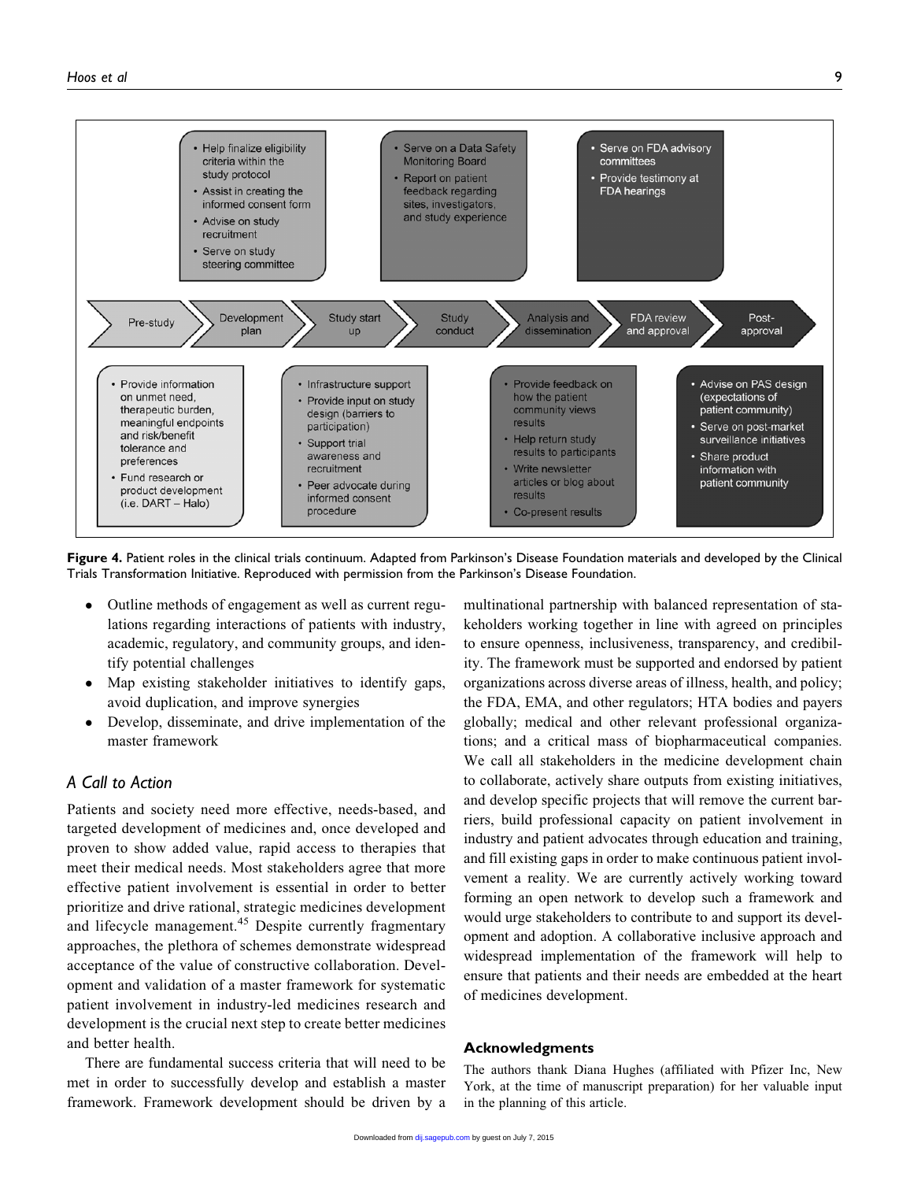Pre-study

Development plan

Study start up

Study conduct

Analysis and dissemination

FDA review and approval

Post-approval

- Help finalize eligibility criteria within the study protocol
- Assist in creating the informed consent form
- Advise on study recruitment
- Serve on study steering committee

- Serve on a Data Safety Monitoring Board
- Report on patient feedback regarding sites, investigators, and study experience

- Serve on FDA advisory committees
- Provide testimony at FDA hearings

- Provide information on unmet need, therapeutic burden, meaningful endpoints and risk/benefit tolerance and preferences
- Fund research or product development (i.e. DART – Halo)

- Infrastructure support
- Provide input on study design (barriers to participation)
- Support trial awareness and recruitment
- Peer advocate during informed consent procedure

- Provide feedback on how the patient community views results
- Help return study results to participants
- Write newsletter articles or blog about results
- Co-present results

- Advise on PAS design (expectations of patient community)
- Serve on post-market surveillance initiatives
- Share product information with patient community

**Figure 4.** Patient roles in the clinical trials continuum. Adapted from Parkinson's Disease Foundation materials and developed by the Clinical Trials Transformation Initiative. Reproduced with permission from the Parkinson's Disease Foundation.

- Outline methods of engagement as well as current regulations regarding interactions of patients with industry, academic, regulatory, and community groups, and identify potential challenges
- Map existing stakeholder initiatives to identify gaps, avoid duplication, and improve synergies
- Develop, disseminate, and drive implementation of the master framework

## A Call to Action

Patients and society need more effective, needs-based, and targeted development of medicines and, once developed and proven to show added value, rapid access to therapies that meet their medical needs. Most stakeholders agree that more effective patient involvement is essential in order to better prioritize and drive rational, strategic medicines development and lifecycle management.[45] Despite currently fragmentary approaches, the plethora of schemes demonstrate widespread acceptance of the value of constructive collaboration. Development and validation of a master framework for systematic patient involvement in industry-led medicines research and development is the crucial next step to create better medicines and better health.

There are fundamental success criteria that will need to be met in order to successfully develop and establish a master framework. Framework development should be driven by a multinational partnership with balanced representation of stakeholders working together in line with agreed on principles to ensure openness, inclusiveness, transparency, and credibility. The framework must be supported and endorsed by patient organizations across diverse areas of illness, health, and policy; the FDA, EMA, and other regulators; HTA bodies and payers globally; medical and other relevant professional organizations; and a critical mass of biopharmaceutical companies. We call all stakeholders in the medicine development chain to collaborate, actively share outputs from existing initiatives, and develop specific projects that will remove the current barriers, build professional capacity on patient involvement in industry and patient advocates through education and training, and fill existing gaps in order to make continuous patient involvement a reality. We are currently actively working toward forming an open network to develop such a framework and would urge stakeholders to contribute to and support its development and adoption. A collaborative inclusive approach and widespread implementation of the framework will help to ensure that patients and their needs are embedded at the heart of medicines development.

## Acknowledgments

The authors thank Diana Hughes (affiliated with Pfizer Inc, New York, at the time of manuscript preparation) for her valuable input in the planning of this article.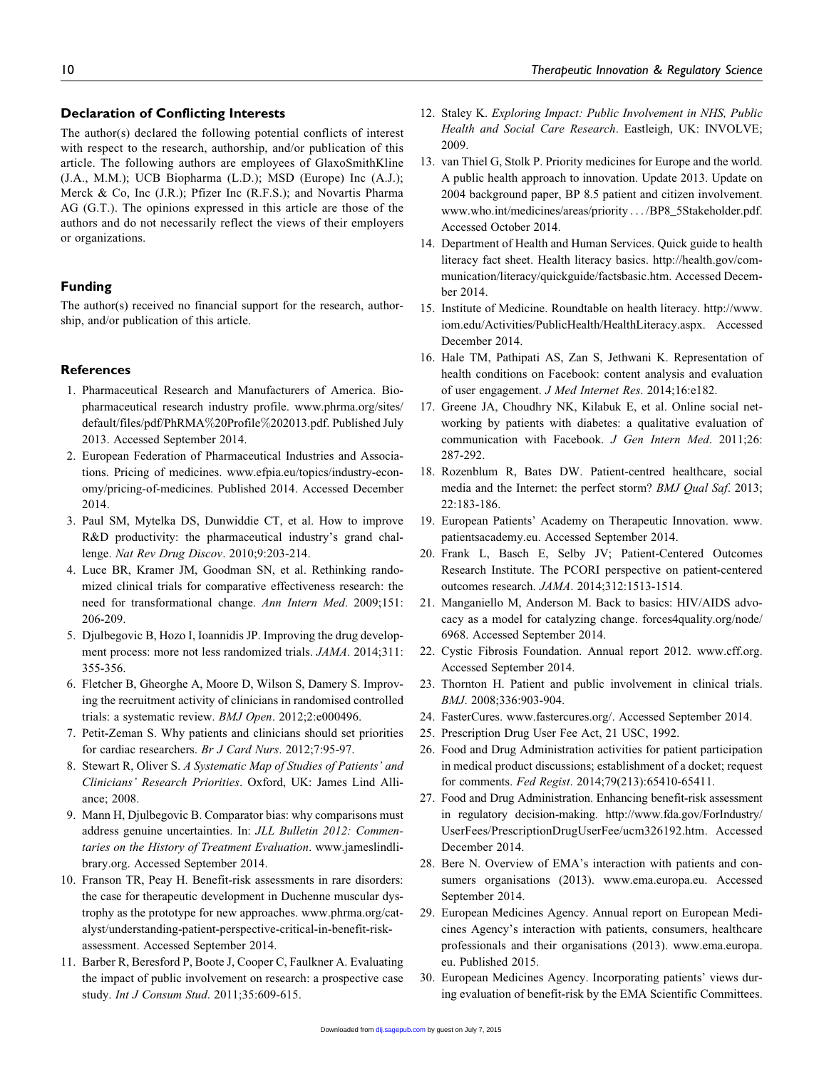## Declaration of Conflicting Interests

The author(s) declared the following potential conflicts of interest with respect to the research, authorship, and/or publication of this article. The following authors are employees of GlaxoSmithKline (J.A., M.M.); UCB Biopharma (L.D.); MSD (Europe) Inc (A.J.); Merck & Co, Inc (J.R.); Pfizer Inc (R.F.S.); and Novartis Pharma AG (G.T.). The opinions expressed in this article are those of the authors and do not necessarily reflect the views of their employers or organizations.

## Funding

The author(s) received no financial support for the research, authorship, and/or publication of this article.

## References

1. Pharmaceutical Research and Manufacturers of America. Biopharmaceutical research industry profile. www.phrma.org/sites/default/files/pdf/PhRMA%20Profile%202013.pdf. Published July 2013. Accessed September 2014.
2. European Federation of Pharmaceutical Industries and Associations. Pricing of medicines. www.efpia.eu/topics/industry-economy/pricing-of-medicines. Published 2014. Accessed December 2014.
3. Paul SM, Mytelka DS, Dunwiddie CT, et al. How to improve R&D productivity: the pharmaceutical industry's grand challenge. *Nat Rev Drug Discov*. 2010;9:203-214.
4. Luce BR, Kramer JM, Goodman SN, et al. Rethinking randomized clinical trials for comparative effectiveness research: the need for transformational change. *Ann Intern Med*. 2009;151:206-209.
5. Djulbegovic B, Hozo I, Ioannidis JP. Improving the drug development process: more not less randomized trials. *JAMA*. 2014;311:355-356.
6. Fletcher B, Gheorghe A, Moore D, Wilson S, Damery S. Improving the recruitment activity of clinicians in randomised controlled trials: a systematic review. *BMJ Open*. 2012;2:e000496.
7. Petit-Zeman S. Why patients and clinicians should set priorities for cardiac researchers. *Br J Card Nurs*. 2012;7:95-97.
8. Stewart R, Oliver S. *A Systematic Map of Studies of Patients' and Clinicians' Research Priorities*. Oxford, UK: James Lind Alliance; 2008.
9. Mann H, Djulbegovic B. Comparator bias: why comparisons must address genuine uncertainties. In: *JLL Bulletin 2012: Commentaries on the History of Treatment Evaluation*. www.jameslindlibrary.org. Accessed September 2014.
10. Franson TR, Peay H. Benefit-risk assessments in rare disorders: the case for therapeutic development in Duchenne muscular dystrophy as the prototype for new approaches. www.phrma.org/catalyst/understanding-patient-perspective-critical-in-benefit-risk-assessment. Accessed September 2014.
11. Barber R, Beresford P, Boote J, Cooper C, Faulkner A. Evaluating the impact of public involvement on research: a prospective case study. *Int J Consum Stud*. 2011;35:609-615.
12. Staley K. *Exploring Impact: Public Involvement in NHS, Public Health and Social Care Research*. Eastleigh, UK: INVOLVE; 2009.
13. van Thiel G, Stolk P. Priority medicines for Europe and the world. A public health approach to innovation. Update 2013. Update on 2004 background paper, BP 8.5 patient and citizen involvement. www.who.int/medicines/areas/priority . . . /BP8_5Stakeholder.pdf. Accessed October 2014.
14. Department of Health and Human Services. Quick guide to health literacy fact sheet. Health literacy basics. http://health.gov/communication/literacy/quickguide/factsbasic.htm. Accessed December 2014.
15. Institute of Medicine. Roundtable on health literacy. http://www.iom.edu/Activities/PublicHealth/HealthLiteracy.aspx. Accessed December 2014.
16. Hale TM, Pathipati AS, Zan S, Jethwani K. Representation of health conditions on Facebook: content analysis and evaluation of user engagement. *J Med Internet Res*. 2014;16:e182.
17. Greene JA, Choudhry NK, Kilabuk E, et al. Online social networking by patients with diabetes: a qualitative evaluation of communication with Facebook. *J Gen Intern Med*. 2011;26:287-292.
18. Rozenblum R, Bates DW. Patient-centred healthcare, social media and the Internet: the perfect storm? *BMJ Qual Saf*. 2013;22:183-186.
19. European Patients' Academy on Therapeutic Innovation. www.patientsacademy.eu. Accessed September 2014.
20. Frank L, Basch E, Selby JV; Patient-Centered Outcomes Research Institute. The PCORI perspective on patient-centered outcomes research. *JAMA*. 2014;312:1513-1514.
21. Manganiello M, Anderson M. Back to basics: HIV/AIDS advocacy as a model for catalyzing change. forces4quality.org/node/6968. Accessed September 2014.
22. Cystic Fibrosis Foundation. Annual report 2012. www.cff.org. Accessed September 2014.
23. Thornton H. Patient and public involvement in clinical trials. *BMJ*. 2008;336:903-904.
24. FasterCures. www.fastercures.org/. Accessed September 2014.
25. Prescription Drug User Fee Act, 21 USC, 1992.
26. Food and Drug Administration activities for patient participation in medical product discussions; establishment of a docket; request for comments. *Fed Regist*. 2014;79(213):65410-65411.
27. Food and Drug Administration. Enhancing benefit-risk assessment in regulatory decision-making. http://www.fda.gov/ForIndustry/UserFees/PrescriptionDrugUserFee/ucm326192.htm. Accessed December 2014.
28. Bere N. Overview of EMA's interaction with patients and consumers organisations (2013). www.ema.europa.eu. Accessed September 2014.
29. European Medicines Agency. Annual report on European Medicines Agency's interaction with patients, consumers, healthcare professionals and their organisations (2013). www.ema.europa.eu. Published 2015.
30. European Medicines Agency. Incorporating patients' views during evaluation of benefit-risk by the EMA Scientific Committees.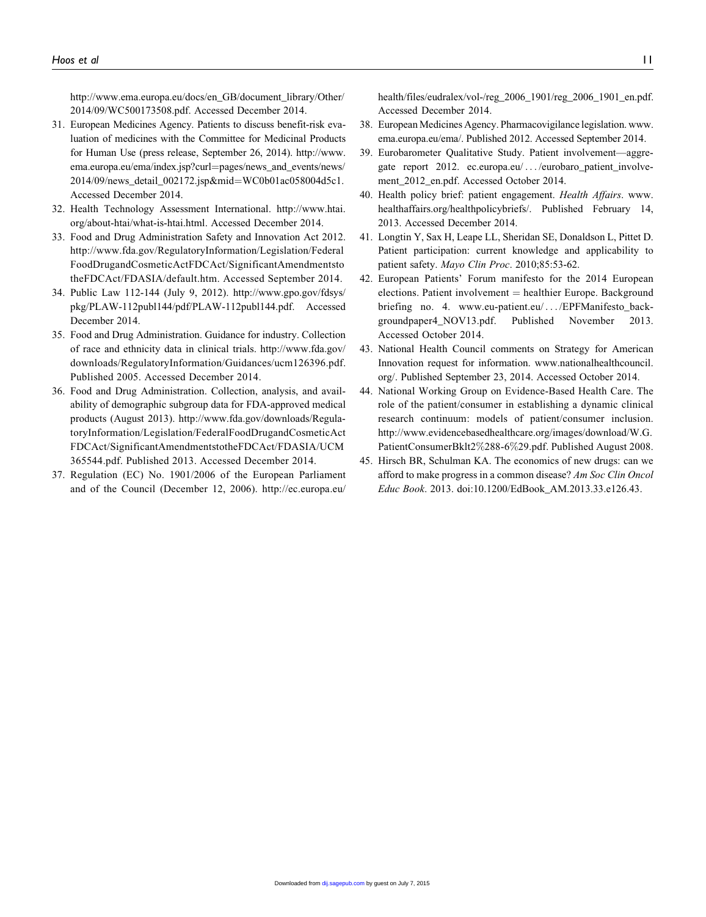http://www.ema.europa.eu/docs/en_GB/document_library/Other/2014/09/WC500173508.pdf. Accessed December 2014.

31. European Medicines Agency. Patients to discuss benefit-risk evaluation of medicines with the Committee for Medicinal Products for Human Use (press release, September 26, 2014). http://www.ema.europa.eu/ema/index.jsp?curl=pages/news_and_events/news/2014/09/news_detail_002172.jsp&mid=WC0b01ac058004d5c1. Accessed December 2014.
32. Health Technology Assessment International. http://www.htai.org/about-htai/what-is-htai.html. Accessed December 2014.
33. Food and Drug Administration Safety and Innovation Act 2012. http://www.fda.gov/RegulatoryInformation/Legislation/FederalFoodDrugandCosmeticActFDCAct/SignificantAmendmentstotheFDCAct/FDASIA/default.htm. Accessed September 2014.
34. Public Law 112-144 (July 9, 2012). http://www.gpo.gov/fdsys/pkg/PLAW-112publ144/pdf/PLAW-112publ144.pdf. Accessed December 2014.
35. Food and Drug Administration. Guidance for industry. Collection of race and ethnicity data in clinical trials. http://www.fda.gov/downloads/RegulatoryInformation/Guidances/ucm126396.pdf. Published 2005. Accessed December 2014.
36. Food and Drug Administration. Collection, analysis, and availability of demographic subgroup data for FDA-approved medical products (August 2013). http://www.fda.gov/downloads/RegulatoryInformation/Legislation/FederalFoodDrugandCosmeticActFDCAct/SignificantAmendmentstotheFDCAct/FDASIA/UCM365544.pdf. Published 2013. Accessed December 2014.
37. Regulation (EC) No. 1901/2006 of the European Parliament and of the Council (December 12, 2006). http://ec.europa.eu/health/files/eudralex/vol-/reg_2006_1901/reg_2006_1901_en.pdf. Accessed December 2014.
38. European Medicines Agency. Pharmacovigilance legislation. www.ema.europa.eu/ema/. Published 2012. Accessed September 2014.
39. Eurobarometer Qualitative Study. Patient involvement—aggregate report 2012. ec.europa.eu/ . . . /eurobaro_patient_involvement_2012_en.pdf. Accessed October 2014.
40. Health policy brief: patient engagement. *Health Affairs*. www.healthaffairs.org/healthpolicybriefs/. Published February 14, 2013. Accessed December 2014.
41. Longtin Y, Sax H, Leape LL, Sheridan SE, Donaldson L, Pittet D. Patient participation: current knowledge and applicability to patient safety. *Mayo Clin Proc*. 2010;85:53-62.
42. European Patients' Forum manifesto for the 2014 European elections. Patient involvement = healthier Europe. Background briefing no. 4. www.eu-patient.eu/ . . . /EPFManifesto_backgroundpaper4_NOV13.pdf. Published November 2013. Accessed October 2014.
43. National Health Council comments on Strategy for American Innovation request for information. www.nationalhealthcouncil.org/. Published September 23, 2014. Accessed October 2014.
44. National Working Group on Evidence-Based Health Care. The role of the patient/consumer in establishing a dynamic clinical research continuum: models of patient/consumer inclusion. http://www.evidencebasedhealthcare.org/images/download/W.G.PatientConsumerBklt2%288-6%29.pdf. Published August 2008.
45. Hirsch BR, Schulman KA. The economics of new drugs: can we afford to make progress in a common disease? *Am Soc Clin Oncol Educ Book*. 2013. doi:10.1200/EdBook_AM.2013.33.e126.43.